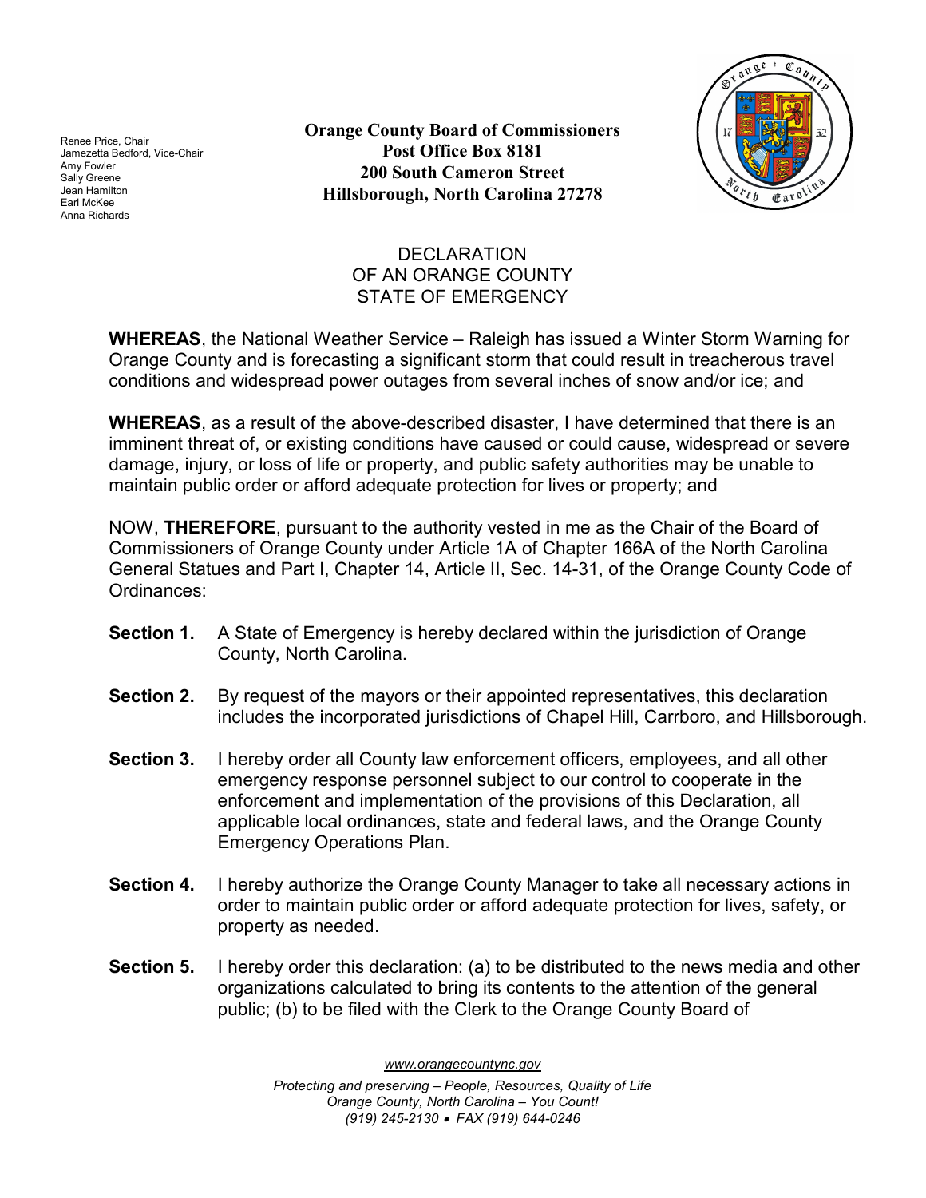Renee Price, Chair
Jamezetta Bedford, Vice-Chair
Amy Fowler
Sally Greene
Jean Hamilton
Earl McKee
Anna Richards

**Orange County Board of Commissioners**
**Post Office Box 8181**
**200 South Cameron Street**
**Hillsborough, North Carolina 27278**

# DECLARATION OF AN ORANGE COUNTY STATE OF EMERGENCY

**WHEREAS**, the National Weather Service – Raleigh has issued a Winter Storm Warning for Orange County and is forecasting a significant storm that could result in treacherous travel conditions and widespread power outages from several inches of snow and/or ice; and

**WHEREAS**, as a result of the above-described disaster, I have determined that there is an imminent threat of, or existing conditions have caused or could cause, widespread or severe damage, injury, or loss of life or property, and public safety authorities may be unable to maintain public order or afford adequate protection for lives or property; and

NOW, **THEREFORE**, pursuant to the authority vested in me as the Chair of the Board of Commissioners of Orange County under Article 1A of Chapter 166A of the North Carolina General Statues and Part I, Chapter 14, Article II, Sec. 14-31, of the Orange County Code of Ordinances:

**Section 1.** A State of Emergency is hereby declared within the jurisdiction of Orange County, North Carolina.

**Section 2.** By request of the mayors or their appointed representatives, this declaration includes the incorporated jurisdictions of Chapel Hill, Carrboro, and Hillsborough.

**Section 3.** I hereby order all County law enforcement officers, employees, and all other emergency response personnel subject to our control to cooperate in the enforcement and implementation of the provisions of this Declaration, all applicable local ordinances, state and federal laws, and the Orange County Emergency Operations Plan.

**Section 4.** I hereby authorize the Orange County Manager to take all necessary actions in order to maintain public order or afford adequate protection for lives, safety, or property as needed.

**Section 5.** I hereby order this declaration: (a) to be distributed to the news media and other organizations calculated to bring its contents to the attention of the general public; (b) to be filed with the Clerk to the Orange County Board of

www.orangecountync.gov

*Protecting and preserving – People, Resources, Quality of Life*
*Orange County, North Carolina – You Count!*
*(919) 245-2130 • FAX (919) 644-0246*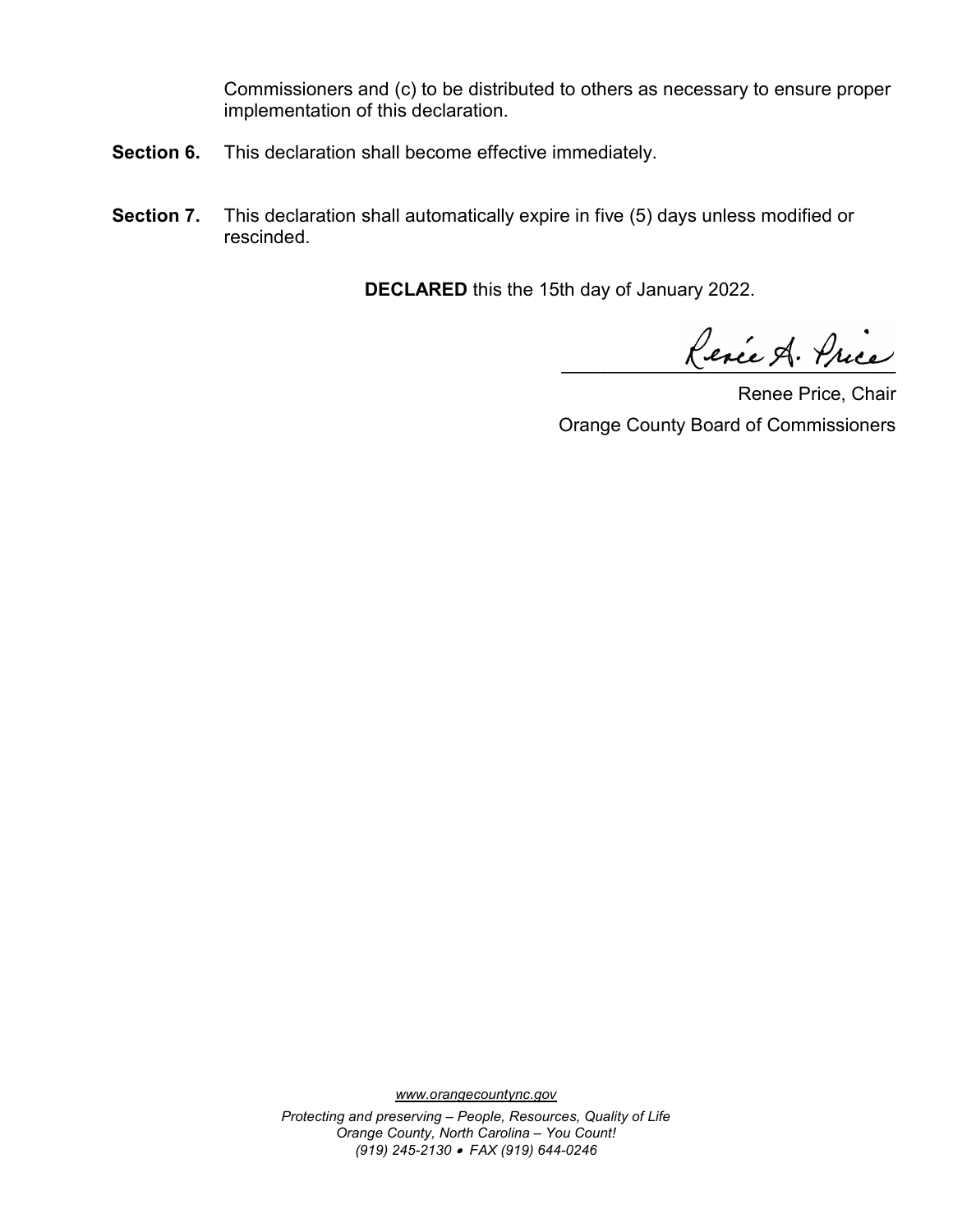Commissioners and (c) to be distributed to others as necessary to ensure proper implementation of this declaration.

**Section 6.** This declaration shall become effective immediately.

**Section 7.** This declaration shall automatically expire in five (5) days unless modified or rescinded.

**DECLARED** this the 15th day of January 2022.

Renée A. Price

Renee Price, Chair
Orange County Board of Commissioners

*www.orangecountync.gov*

*Protecting and preserving – People, Resources, Quality of Life*
*Orange County, North Carolina – You Count!*
*(919) 245-2130 • FAX (919) 644-0246*